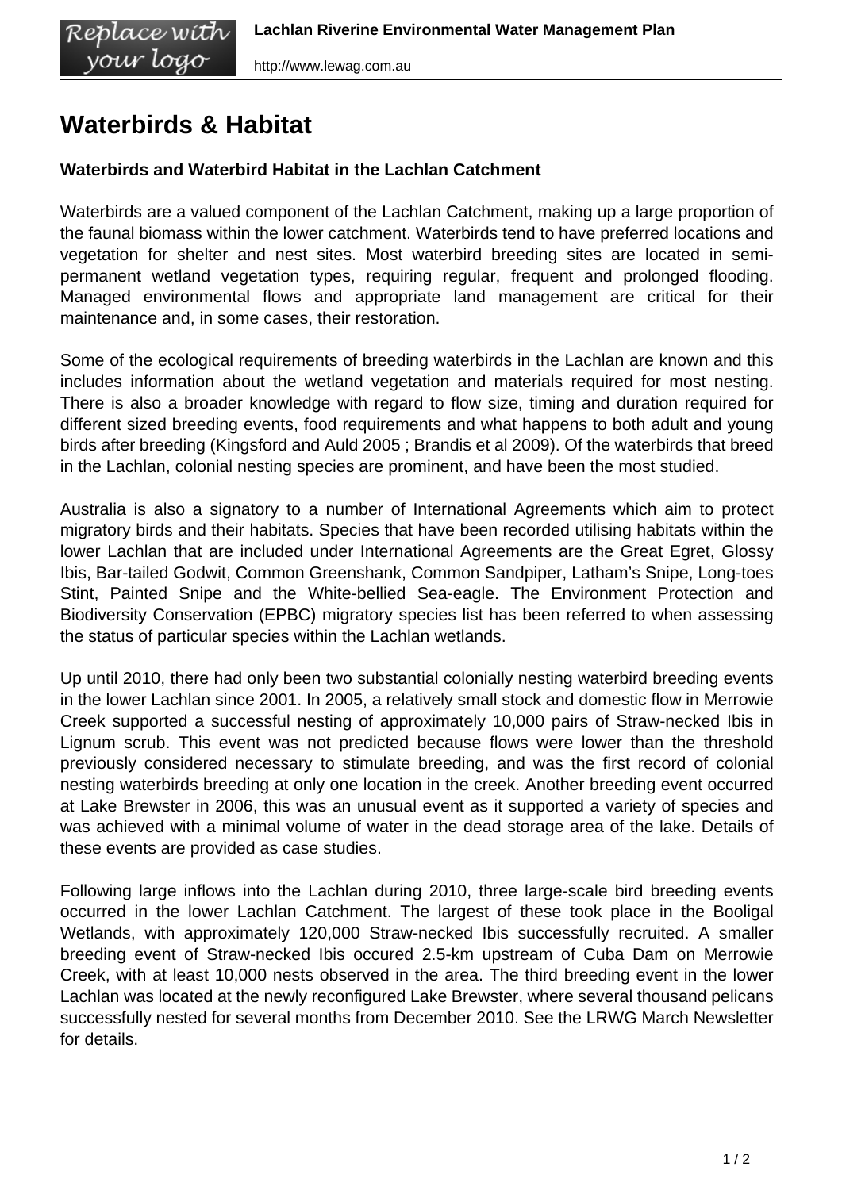# Waterbirds & Habitat

**Waterbirds and Waterbird Habitat in the Lachlan Catchment**

Waterbirds are a valued component of the Lachlan Catchment, making up a large proportion of the faunal biomass within the lower catchment. Waterbirds tend to have preferred locations and vegetation for shelter and nest sites. Most waterbird breeding sites are located in semi-permanent wetland vegetation types, requiring regular, frequent and prolonged flooding. Managed environmental flows and appropriate land management are critical for their maintenance and, in some cases, their restoration.

Some of the ecological requirements of breeding waterbirds in the Lachlan are known and this includes information about the wetland vegetation and materials required for most nesting. There is also a broader knowledge with regard to flow size, timing and duration required for different sized breeding events, food requirements and what happens to both adult and young birds after breeding (Kingsford and Auld 2005 ; Brandis et al 2009). Of the waterbirds that breed in the Lachlan, colonial nesting species are prominent, and have been the most studied.

Australia is also a signatory to a number of International Agreements which aim to protect migratory birds and their habitats. Species that have been recorded utilising habitats within the lower Lachlan that are included under International Agreements are the Great Egret, Glossy Ibis, Bar-tailed Godwit, Common Greenshank, Common Sandpiper, Latham's Snipe, Long-toes Stint, Painted Snipe and the White-bellied Sea-eagle. The Environment Protection and Biodiversity Conservation (EPBC) migratory species list has been referred to when assessing the status of particular species within the Lachlan wetlands.

Up until 2010, there had only been two substantial colonially nesting waterbird breeding events in the lower Lachlan since 2001. In 2005, a relatively small stock and domestic flow in Merrowie Creek supported a successful nesting of approximately 10,000 pairs of Straw-necked Ibis in Lignum scrub. This event was not predicted because flows were lower than the threshold previously considered necessary to stimulate breeding, and was the first record of colonial nesting waterbirds breeding at only one location in the creek. Another breeding event occurred at Lake Brewster in 2006, this was an unusual event as it supported a variety of species and was achieved with a minimal volume of water in the dead storage area of the lake. Details of these events are provided as case studies.

Following large inflows into the Lachlan during 2010, three large-scale bird breeding events occurred in the lower Lachlan Catchment. The largest of these took place in the Booligal Wetlands, with approximately 120,000 Straw-necked Ibis successfully recruited. A smaller breeding event of Straw-necked Ibis occured 2.5-km upstream of Cuba Dam on Merrowie Creek, with at least 10,000 nests observed in the area. The third breeding event in the lower Lachlan was located at the newly reconfigured Lake Brewster, where several thousand pelicans successfully nested for several months from December 2010. See the LRWG March Newsletter for details.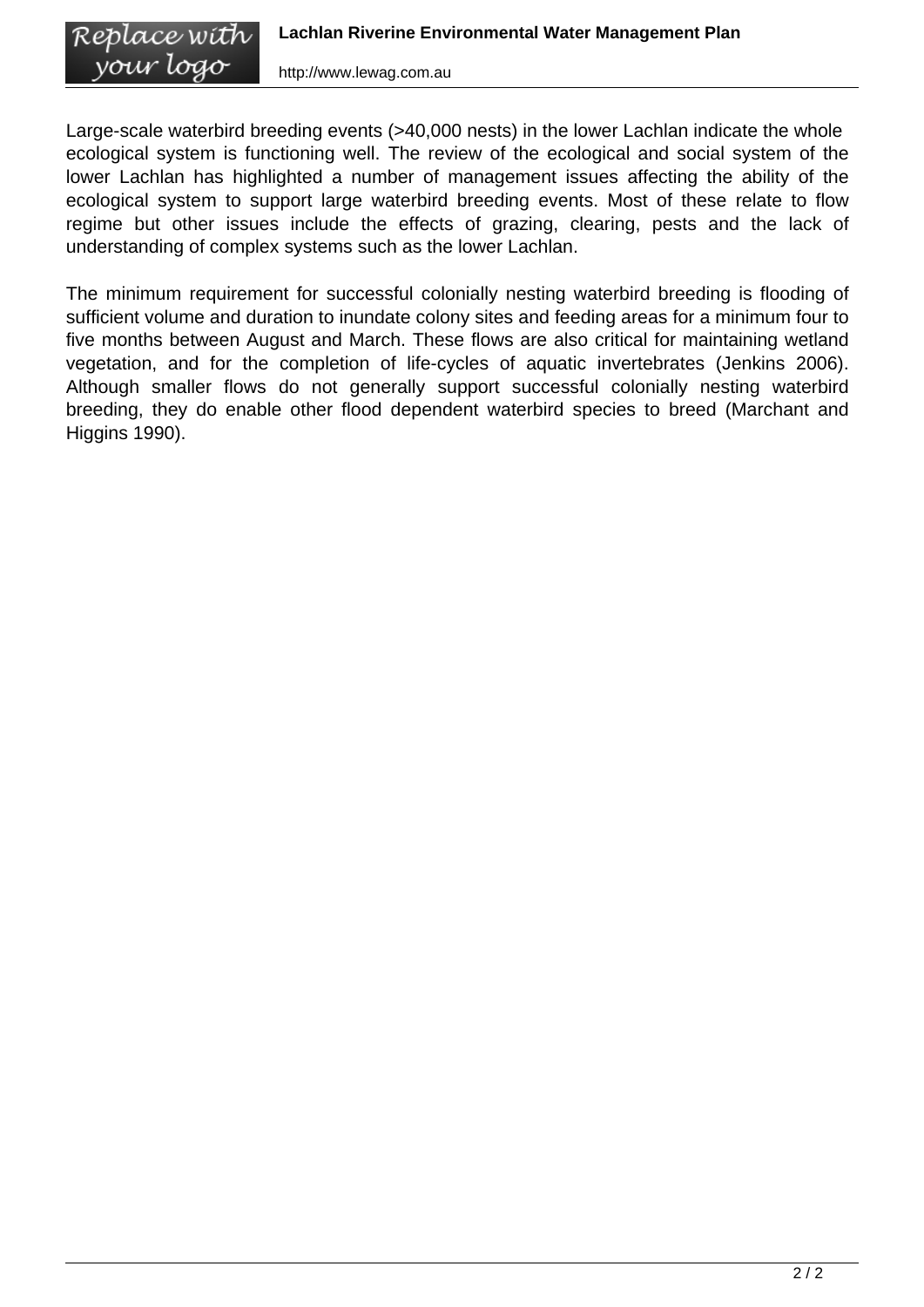Large-scale waterbird breeding events (>40,000 nests) in the lower Lachlan indicate the whole ecological system is functioning well. The review of the ecological and social system of the lower Lachlan has highlighted a number of management issues affecting the ability of the ecological system to support large waterbird breeding events. Most of these relate to flow regime but other issues include the effects of grazing, clearing, pests and the lack of understanding of complex systems such as the lower Lachlan.

The minimum requirement for successful colonially nesting waterbird breeding is flooding of sufficient volume and duration to inundate colony sites and feeding areas for a minimum four to five months between August and March. These flows are also critical for maintaining wetland vegetation, and for the completion of life-cycles of aquatic invertebrates (Jenkins 2006). Although smaller flows do not generally support successful colonially nesting waterbird breeding, they do enable other flood dependent waterbird species to breed (Marchant and Higgins 1990).